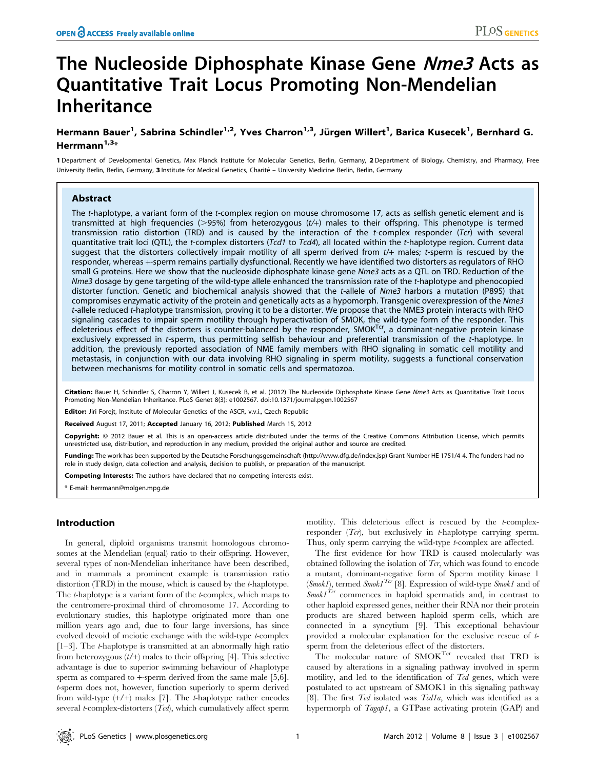# The Nucleoside Diphosphate Kinase Gene *Nme3* Acts as Quantitative Trait Locus Promoting Non-Mendelian Inheritance

**Hermann Bauer[1], Sabrina Schindler[1,2], Yves Charron[1,3], Jürgen Willert[1], Barica Kusecek[1], Bernhard G. Herrmann[1,3]***

1 Department of Developmental Genetics, Max Planck Institute for Molecular Genetics, Berlin, Germany, 2 Department of Biology, Chemistry, and Pharmacy, Free University Berlin, Berlin, Germany, 3 Institute for Medical Genetics, Charité – University Medicine Berlin, Berlin, Germany

## Abstract

The *t*-haplotype, a variant form of the *t*-complex region on mouse chromosome 17, acts as selfish genetic element and is transmitted at high frequencies (>95%) from heterozygous (*t*/+) males to their offspring. This phenotype is termed transmission ratio distortion (TRD) and is caused by the interaction of the *t*-complex responder (*Tcr*) with several quantitative trait loci (QTL), the *t*-complex distorters (*Tcd1* to *Tcd4*), all located within the *t*-haplotype region. Current data suggest that the distorters collectively impair motility of all sperm derived from *t*/+ males; *t*-sperm is rescued by the responder, whereas +-sperm remains partially dysfunctional. Recently we have identified two distorters as regulators of RHO small G proteins. Here we show that the nucleoside diphosphate kinase gene *Nme3* acts as a QTL on TRD. Reduction of the *Nme3* dosage by gene targeting of the wild-type allele enhanced the transmission rate of the *t*-haplotype and phenocopied distorter function. Genetic and biochemical analysis showed that the *t*-allele of *Nme3* harbors a mutation (P89S) that compromises enzymatic activity of the protein and genetically acts as a hypomorph. Transgenic overexpression of the *Nme3* *t*-allele reduced *t*-haplotype transmission, proving it to be a distorter. We propose that the NME3 protein interacts with RHO signaling cascades to impair sperm motility through hyperactivation of SMOK, the wild-type form of the responder. This deleterious effect of the distorters is counter-balanced by the responder, SMOK$^{Tcr}$, a dominant-negative protein kinase exclusively expressed in *t*-sperm, thus permitting selfish behaviour and preferential transmission of the *t*-haplotype. In addition, the previously reported association of NME family members with RHO signaling in somatic cell motility and metastasis, in conjunction with our data involving RHO signaling in sperm motility, suggests a functional conservation between mechanisms for motility control in somatic cells and spermatozoa.

**Citation:** Bauer H, Schindler S, Charron Y, Willert J, Kusecek B, et al. (2012) The Nucleoside Diphosphate Kinase Gene *Nme3* Acts as Quantitative Trait Locus Promoting Non-Mendelian Inheritance. PLoS Genet 8(3): e1002567. doi:10.1371/journal.pgen.1002567

**Editor:** Jiri Forejt, Institute of Molecular Genetics of the ASCR, v.v.i., Czech Republic

**Received** August 17, 2011; **Accepted** January 16, 2012; **Published** March 15, 2012

**Copyright:** © 2012 Bauer et al. This is an open-access article distributed under the terms of the Creative Commons Attribution License, which permits unrestricted use, distribution, and reproduction in any medium, provided the original author and source are credited.

**Funding:** The work has been supported by the Deutsche Forschungsgemeinschaft (http://www.dfg.de/index.jsp) Grant Number HE 1751/4-4. The funders had no role in study design, data collection and analysis, decision to publish, or preparation of the manuscript.

**Competing Interests:** The authors have declared that no competing interests exist.

\* E-mail: herrmann@molgen.mpg.de

## Introduction

In general, diploid organisms transmit homologous chromosomes at the Mendelian (equal) ratio to their offspring. However, several types of non-Mendelian inheritance have been described, and in mammals a prominent example is transmission ratio distortion (TRD) in the mouse, which is caused by the *t*-haplotype. The *t*-haplotype is a variant form of the *t*-complex, which maps to the centromere-proximal third of chromosome 17. According to evolutionary studies, this haplotype originated more than one million years ago and, due to four large inversions, has since evolved devoid of meiotic exchange with the wild-type *t*-complex [1–3]. The *t*-haplotype is transmitted at an abnormally high ratio from heterozygous (*t*/+) males to their offspring [4]. This selective advantage is due to superior swimming behaviour of *t*-haplotype sperm as compared to +-sperm derived from the same male [5,6]. *t*-sperm does not, however, function superiorly to sperm derived from wild-type (+/+) males [7]. The *t*-haplotype rather encodes several *t*-complex-distorters (*Tcd*), which cumulatively affect sperm motility. This deleterious effect is rescued by the *t*-complex-responder (*Tcr*), but exclusively in *t*-haplotype carrying sperm. Thus, only sperm carrying the wild-type *t*-complex are affected.

The first evidence for how TRD is caused molecularly was obtained following the isolation of *Tcr*, which was found to encode a mutant, dominant-negative form of Sperm motility kinase 1 (*Smok1*), termed *Smok1$^{Tcr}$* [8]. Expression of wild-type *Smok1* and of *Smok1$^{Tcr}$* commences in haploid spermatids and, in contrast to other haploid expressed genes, neither their RNA nor their protein products are shared between haploid sperm cells, which are connected in a syncytium [9]. This exceptional behaviour provided a molecular explanation for the exclusive rescue of *t*-sperm from the deleterious effect of the distorters.

The molecular nature of SMOK$^{Tcr}$ revealed that TRD is caused by alterations in a signaling pathway involved in sperm motility, and led to the identification of *Tcd* genes, which were postulated to act upstream of SMOK1 in this signaling pathway [8]. The first *Tcd* isolated was *Tcd1a*, which was identified as a hypermorph of *Tagap1*, a GTPase activating protein (GAP) and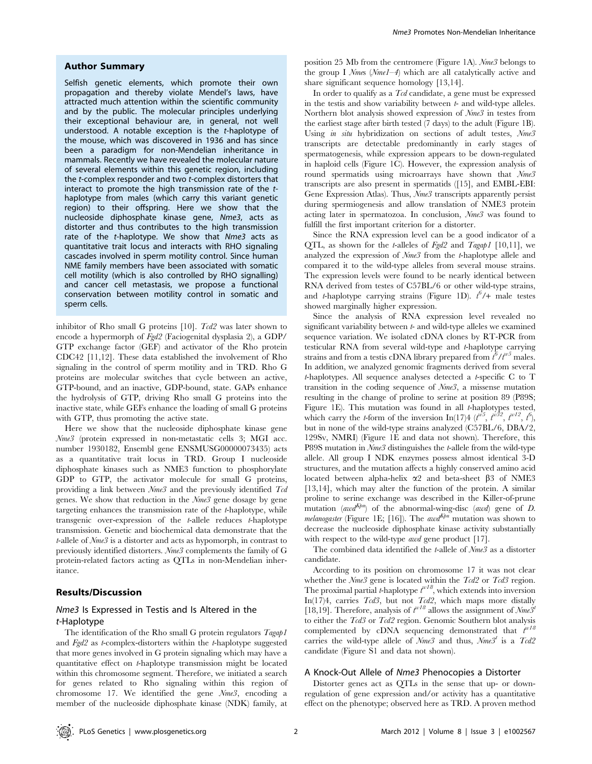## Author Summary

Selfish genetic elements, which promote their own propagation and thereby violate Mendel's laws, have attracted much attention within the scientific community and by the public. The molecular principles underlying their exceptional behaviour are, in general, not well understood. A notable exception is the *t*-haplotype of the mouse, which was discovered in 1936 and has since been a paradigm for non-Mendelian inheritance in mammals. Recently we have revealed the molecular nature of several elements within this genetic region, including the *t*-complex responder and two *t*-complex distorters that interact to promote the high transmission rate of the *t*-haplotype from males (which carry this variant genetic region) to their offspring. Here we show that the nucleoside diphosphate kinase gene, *Nme3*, acts as distorter and thus contributes to the high transmission rate of the *t*-haplotype. We show that *Nme3* acts as quantitative trait locus and interacts with RHO signaling cascades involved in sperm motility control. Since human NME family members have been associated with somatic cell motility (which is also controlled by RHO signalling) and cancer cell metastasis, we propose a functional conservation between motility control in somatic and sperm cells.

inhibitor of Rho small G proteins [10]. *Tcd2* was later shown to encode a hypermorph of *Fgd2* (Faciogenital dysplasia 2), a GDP/GTP exchange factor (GEF) and activator of the Rho protein CDC42 [11,12]. These data established the involvement of Rho signaling in the control of sperm motility and in TRD. Rho G proteins are molecular switches that cycle between an active, GTP-bound, and an inactive, GDP-bound, state. GAPs enhance the hydrolysis of GTP, driving Rho small G proteins into the inactive state, while GEFs enhance the loading of small G proteins with GTP, thus promoting the active state.

Here we show that the nucleoside diphosphate kinase gene *Nme3* (protein expressed in non-metastatic cells 3; MGI acc. number 1930182, Ensembl gene ENSMUSG00000073435) acts as a quantitative trait locus in TRD. Group I nucleoside diphosphate kinases such as NME3 function to phosphorylate GDP to GTP, the activator molecule for small G proteins, providing a link between *Nme3* and the previously identified *Tcd* genes. We show that reduction in the *Nme3* gene dosage by gene targeting enhances the transmission rate of the *t*-haplotype, while transgenic over-expression of the *t*-allele reduces *t*-haplotype transmission. Genetic and biochemical data demonstrate that the *t*-allele of *Nme3* is a distorter and acts as hypomorph, in contrast to previously identified distorters. *Nme3* complements the family of G protein-related factors acting as QTLs in non-Mendelian inheritance.

## Results/Discussion

### *Nme3* Is Expressed in Testis and Is Altered in the *t*-Haplotype

The identification of the Rho small G protein regulators *Tagap1* and *Fgd2* as *t*-complex-distorters within the *t*-haplotype suggested that more genes involved in G protein signaling which may have a quantitative effect on *t*-haplotype transmission might be located within this chromosome segment. Therefore, we initiated a search for genes related to Rho signaling within this region of chromosome 17. We identified the gene *Nme3*, encoding a member of the nucleoside diphosphate kinase (NDK) family, at position 25 Mb from the centromere (Figure 1A). *Nme3* belongs to the group I *Nme*s (*Nme1–4*) which are all catalytically active and share significant sequence homology [13,14].

In order to qualify as a *Tcd* candidate, a gene must be expressed in the testis and show variability between *t*- and wild-type alleles. Northern blot analysis showed expression of *Nme3* in testes from the earliest stage after birth tested (7 days) to the adult (Figure 1B). Using *in situ* hybridization on sections of adult testes, *Nme3* transcripts are detectable predominantly in early stages of spermatogenesis, while expression appears to be down-regulated in haploid cells (Figure 1C). However, the expression analysis of round spermatids using microarrays have shown that *Nme3* transcripts are also present in spermatids ([15], and EMBL-EBI: Gene Expression Atlas). Thus, *Nme3* transcripts apparently persist during spermiogenesis and allow translation of NME3 protein acting later in spermatozoa. In conclusion, *Nme3* was found to fulfill the first important criterion for a distorter.

Since the RNA expression level can be a good indicator of a QTL, as shown for the *t*-alleles of *Fgd2* and *Tagap1* [10,11], we analyzed the expression of *Nme3* from the *t*-haplotype allele and compared it to the wild-type alleles from several mouse strains. The expression levels were found to be nearly identical between RNA derived from testes of C57BL/6 or other wild-type strains, and *t*-haplotype carrying strains (Figure 1D). $t^6$/+ male testes showed marginally higher expression.

Since the analysis of RNA expression level revealed no significant variability between *t*- and wild-type alleles we examined sequence variation. We isolated cDNA clones by RT-PCR from testicular RNA from several wild-type and *t*-haplotype carrying strains and from a testis cDNA library prepared from $t^6/t^{w5}$ males. In addition, we analyzed genomic fragments derived from several *t*-haplotypes. All sequence analyses detected a *t*-specific C to T transition in the coding sequence of *Nme3*, a missense mutation resulting in the change of proline to serine at position 89 (P89S; Figure 1E). This mutation was found in all *t*-haplotypes tested, which carry the *t*-form of the inversion In(17)4 ($t^{w5}$, $t^{w32}$, $t^{w12}$, $t^6$), but in none of the wild-type strains analyzed (C57BL/6, DBA/2, 129Sv, NMRI) (Figure 1E and data not shown). Therefore, this P89S mutation in *Nme3* distinguishes the *t*-allele from the wild-type allele. All group I NDK enzymes possess almost identical 3-D structures, and the mutation affects a highly conserved amino acid located between alpha-helix α2 and beta-sheet β3 of NME3 [13,14], which may alter the function of the protein. A similar proline to serine exchange was described in the Killer-of-prune mutation ($awd^{Kpn}$) of the abnormal-wing-disc (*awd*) gene of *D. melanogaster* (Figure 1E; [16]). The $awd^{Kpn}$ mutation was shown to decrease the nucleoside diphosphate kinase activity substantially with respect to the wild-type *awd* gene product [17].

The combined data identified the *t*-allele of *Nme3* as a distorter candidate.

According to its position on chromosome 17 it was not clear whether the *Nme3* gene is located within the *Tcd2* or *Tcd3* region. The proximal partial *t*-haplotype $t^{w18}$, which extends into inversion In(17)4, carries *Tcd3*, but not *Tcd2*, which maps more distally [18,19]. Therefore, analysis of $t^{w18}$ allows the assignment of $Nme3^t$ to either the *Tcd3* or *Tcd2* region. Genomic Southern blot analysis complemented by cDNA sequencing demonstrated that $t^{w18}$ carries the wild-type allele of *Nme3* and thus, $Nme3^t$ is a *Tcd2* candidate (Figure S1 and data not shown).

### A Knock-Out Allele of *Nme3* Phenocopies a Distorter

Distorter genes act as QTLs in the sense that up- or down-regulation of gene expression and/or activity has a quantitative effect on the phenotype; observed here as TRD. A proven method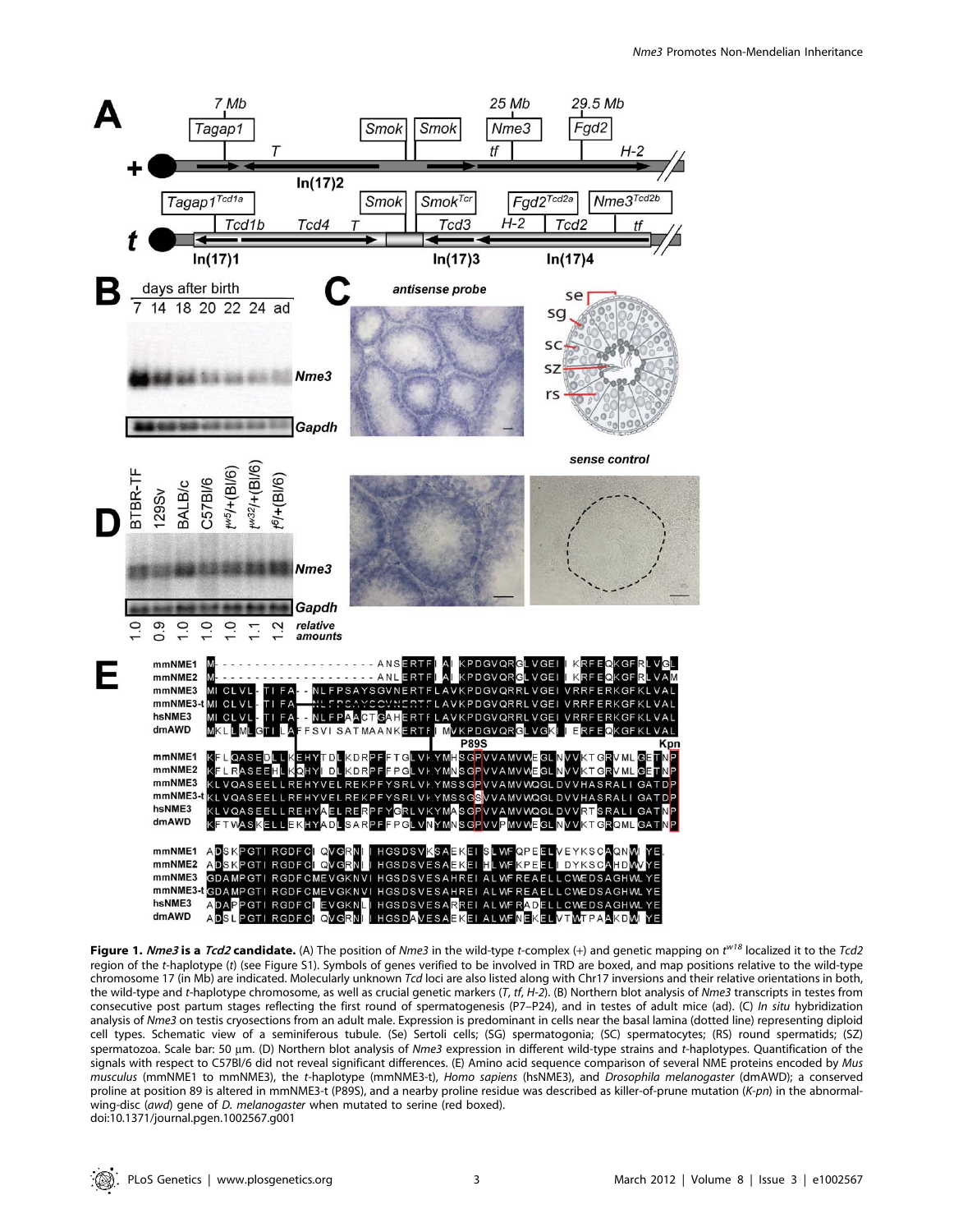**Figure 1. *Nme3* is a *Tcd2* candidate.** (A) The position of *Nme3* in the wild-type *t*-complex (+) and genetic mapping on $t^{w18}$ localized it to the *Tcd2* region of the *t*-haplotype (*t*) (see Figure S1). Symbols of genes verified to be involved in TRD are boxed, and map positions relative to the wild-type chromosome 17 (in Mb) are indicated. Molecularly unknown *Tcd* loci are also listed along with Chr17 inversions and their relative orientations in both, the wild-type and *t*-haplotype chromosome, as well as crucial genetic markers (*T*, *tf*, *H-2*). (B) Northern blot analysis of *Nme3* transcripts in testes from consecutive post partum stages reflecting the first round of spermatogenesis (P7–P24), and in testes of adult mice (ad). (C) *In situ* hybridization analysis of *Nme3* on testis cryosections from an adult male. Expression is predominant in cells near the basal lamina (dotted line) representing diploid cell types. Schematic view of a seminiferous tubule. (Se) Sertoli cells; (SG) spermatogonia; (SC) spermatocytes; (RS) round spermatids; (SZ) spermatozoa. Scale bar: 50 µm. (D) Northern blot analysis of *Nme3* expression in different wild-type strains and *t*-haplotypes. Quantification of the signals with respect to C57Bl/6 did not reveal significant differences. (E) Amino acid sequence comparison of several NME proteins encoded by *Mus musculus* (mmNME1 to mmNME3), the *t*-haplotype (mmNME3-t), *Homo sapiens* (hsNME3), and *Drosophila melanogaster* (dmAWD); a conserved proline at position 89 is altered in mmNME3-t (P89S), and a nearby proline residue was described as killer-of-prune mutation (*K-pn*) in the abnormal-wing-disc (*awd*) gene of *D. melanogaster* when mutated to serine (red boxed).
doi:10.1371/journal.pgen.1002567.g001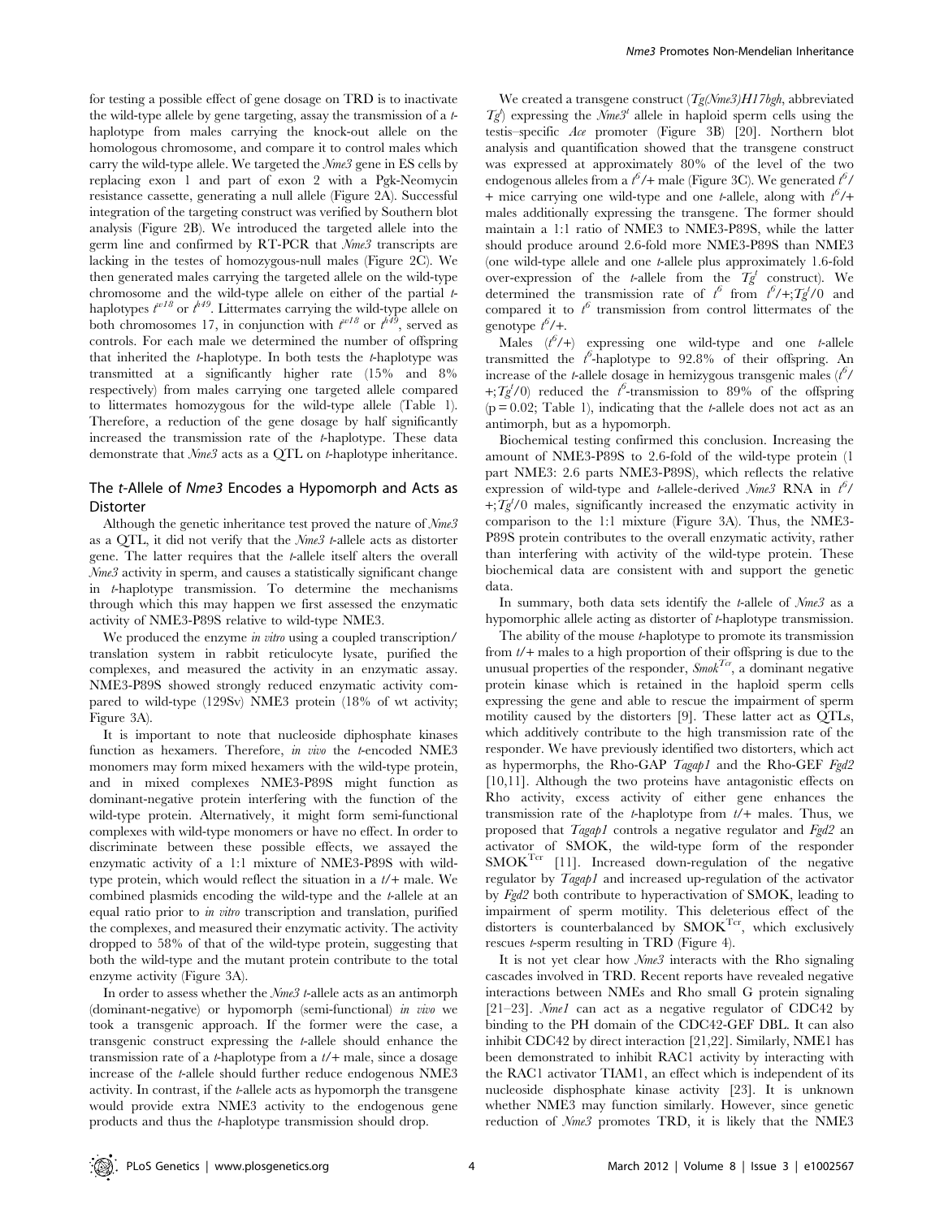for testing a possible effect of gene dosage on TRD is to inactivate the wild-type allele by gene targeting, assay the transmission of a *t*-haplotype from males carrying the knock-out allele on the homologous chromosome, and compare it to control males which carry the wild-type allele. We targeted the *Nme3* gene in ES cells by replacing exon 1 and part of exon 2 with a Pgk-Neomycin resistance cassette, generating a null allele (Figure 2A). Successful integration of the targeting construct was verified by Southern blot analysis (Figure 2B). We introduced the targeted allele into the germ line and confirmed by RT-PCR that *Nme3* transcripts are lacking in the testes of homozygous-null males (Figure 2C). We then generated males carrying the targeted allele on the wild-type chromosome and the wild-type allele on either of the partial *t*-haplotypes $t^{w18}$ or $t^{h49}$. Littermates carrying the wild-type allele on both chromosomes 17, in conjunction with $t^{w18}$ or $t^{h49}$, served as controls. For each male we determined the number of offspring that inherited the *t*-haplotype. In both tests the *t*-haplotype was transmitted at a significantly higher rate (15% and 8% respectively) from males carrying one targeted allele compared to littermates homozygous for the wild-type allele (Table 1). Therefore, a reduction of the gene dosage by half significantly increased the transmission rate of the *t*-haplotype. These data demonstrate that *Nme3* acts as a QTL on *t*-haplotype inheritance.

## The *t*-Allele of *Nme3* Encodes a Hypomorph and Acts as Distorter

Although the genetic inheritance test proved the nature of *Nme3* as a QTL, it did not verify that the *Nme3* *t*-allele acts as distorter gene. The latter requires that the *t*-allele itself alters the overall *Nme3* activity in sperm, and causes a statistically significant change in *t*-haplotype transmission. To determine the mechanisms through which this may happen we first assessed the enzymatic activity of NME3-P89S relative to wild-type NME3.

We produced the enzyme *in vitro* using a coupled transcription/translation system in rabbit reticulocyte lysate, purified the complexes, and measured the activity in an enzymatic assay. NME3-P89S showed strongly reduced enzymatic activity compared to wild-type (129Sv) NME3 protein (18% of wt activity; Figure 3A).

It is important to note that nucleoside diphosphate kinases function as hexamers. Therefore, *in vivo* the *t*-encoded NME3 monomers may form mixed hexamers with the wild-type protein, and in mixed complexes NME3-P89S might function as dominant-negative protein interfering with the function of the wild-type protein. Alternatively, it might form semi-functional complexes with wild-type monomers or have no effect. In order to discriminate between these possible effects, we assayed the enzymatic activity of a 1:1 mixture of NME3-P89S with wild-type protein, which would reflect the situation in a *t*/+ male. We combined plasmids encoding the wild-type and the *t*-allele at an equal ratio prior to *in vitro* transcription and translation, purified the complexes, and measured their enzymatic activity. The activity dropped to 58% of that of the wild-type protein, suggesting that both the wild-type and the mutant protein contribute to the total enzyme activity (Figure 3A).

In order to assess whether the *Nme3* *t*-allele acts as an antimorph (dominant-negative) or hypomorph (semi-functional) *in vivo* we took a transgenic approach. If the former were the case, a transgenic construct expressing the *t*-allele should enhance the transmission rate of a *t*-haplotype from a *t*/+ male, since a dosage increase of the *t*-allele should further reduce endogenous NME3 activity. In contrast, if the *t*-allele acts as hypomorph the transgene would provide extra NME3 activity to the endogenous gene products and thus the *t*-haplotype transmission should drop.

We created a transgene construct (*Tg(Nme3)H17bgh*, abbreviated $Tg^t$) expressing the $Nme3^t$ allele in haploid sperm cells using the testis–specific *Ace* promoter (Figure 3B) [20]. Northern blot analysis and quantification showed that the transgene construct was expressed at approximately 80% of the level of the two endogenous alleles from a $t^6$/+ male (Figure 3C). We generated $t^6$/+ mice carrying one wild-type and one *t*-allele, along with $t^6$/+ males additionally expressing the transgene. The former should maintain a 1:1 ratio of NME3 to NME3-P89S, while the latter should produce around 2.6-fold more NME3-P89S than NME3 (one wild-type allele and one *t*-allele plus approximately 1.6-fold over-expression of the *t*-allele from the $Tg^t$ construct). We determined the transmission rate of $t^6$ from $t^6$/+;$Tg^t$/0 and compared it to $t^6$ transmission from control littermates of the genotype $t^6$/+.

Males ($t^6$/+) expressing one wild-type and one *t*-allele transmitted the $t^6$-haplotype to 92.8% of their offspring. An increase of the *t*-allele dosage in hemizygous transgenic males ($t^6$/+;$Tg^t$/0) reduced the $t^6$-transmission to 89% of the offspring ($p = 0.02$; Table 1), indicating that the *t*-allele does not act as an antimorph, but as a hypomorph.

Biochemical testing confirmed this conclusion. Increasing the amount of NME3-P89S to 2.6-fold of the wild-type protein (1 part NME3: 2.6 parts NME3-P89S), which reflects the relative expression of wild-type and *t*-allele-derived *Nme3* RNA in $t^6$/+;$Tg^t$/0 males, significantly increased the enzymatic activity in comparison to the 1:1 mixture (Figure 3A). Thus, the NME3-P89S protein contributes to the overall enzymatic activity, rather than interfering with activity of the wild-type protein. These biochemical data are consistent with and support the genetic data.

In summary, both data sets identify the *t*-allele of *Nme3* as a hypomorphic allele acting as distorter of *t*-haplotype transmission.

The ability of the mouse *t*-haplotype to promote its transmission from *t*/+ males to a high proportion of their offspring is due to the unusual properties of the responder, $Smok^{Tcr}$, a dominant negative protein kinase which is retained in the haploid sperm cells expressing the gene and able to rescue the impairment of sperm motility caused by the distorters [9]. These latter act as QTLs, which additively contribute to the high transmission rate of the responder. We have previously identified two distorters, which act as hypermorphs, the Rho-GAP *Tagap1* and the Rho-GEF *Fgd2* [10,11]. Although the two proteins have antagonistic effects on Rho activity, excess activity of either gene enhances the transmission rate of the *t*-haplotype from *t*/+ males. Thus, we proposed that *Tagap1* controls a negative regulator and *Fgd2* an activator of SMOK, the wild-type form of the responder $SMOK^{Tcr}$ [11]. Increased down-regulation of the negative regulator by *Tagap1* and increased up-regulation of the activator by *Fgd2* both contribute to hyperactivation of SMOK, leading to impairment of sperm motility. This deleterious effect of the distorters is counterbalanced by $SMOK^{Tcr}$, which exclusively rescues *t*-sperm resulting in TRD (Figure 4).

It is not yet clear how *Nme3* interacts with the Rho signaling cascades involved in TRD. Recent reports have revealed negative interactions between NMEs and Rho small G protein signaling [21–23]. *Nme1* can act as a negative regulator of CDC42 by binding to the PH domain of the CDC42-GEF DBL. It can also inhibit CDC42 by direct interaction [21,22]. Similarly, NME1 has been demonstrated to inhibit RAC1 activity by interacting with the RAC1 activator TIAM1, an effect which is independent of its nucleoside disphosphate kinase activity [23]. It is unknown whether NME3 may function similarly. However, since genetic reduction of *Nme3* promotes TRD, it is likely that the NME3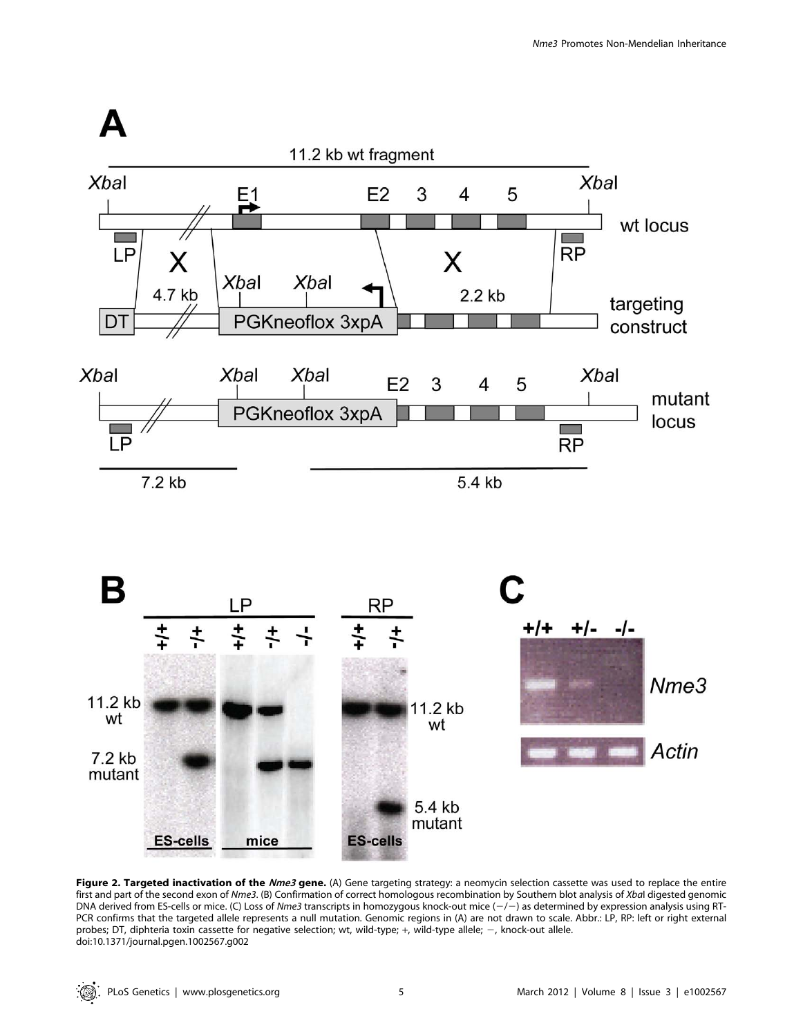**Figure 2. Targeted inactivation of the *Nme3* gene.** (A) Gene targeting strategy: a neomycin selection cassette was used to replace the entire first and part of the second exon of *Nme3*. (B) Confirmation of correct homologous recombination by Southern blot analysis of *Xba*I digested genomic DNA derived from ES-cells or mice. (C) Loss of *Nme3* transcripts in homozygous knock-out mice (−/−) as determined by expression analysis using RT-PCR confirms that the targeted allele represents a null mutation. Genomic regions in (A) are not drawn to scale. Abbr.: LP, RP: left or right external probes; DT, diphteria toxin cassette for negative selection; wt, wild-type; +, wild-type allele; −, knock-out allele.
doi:10.1371/journal.pgen.1002567.g002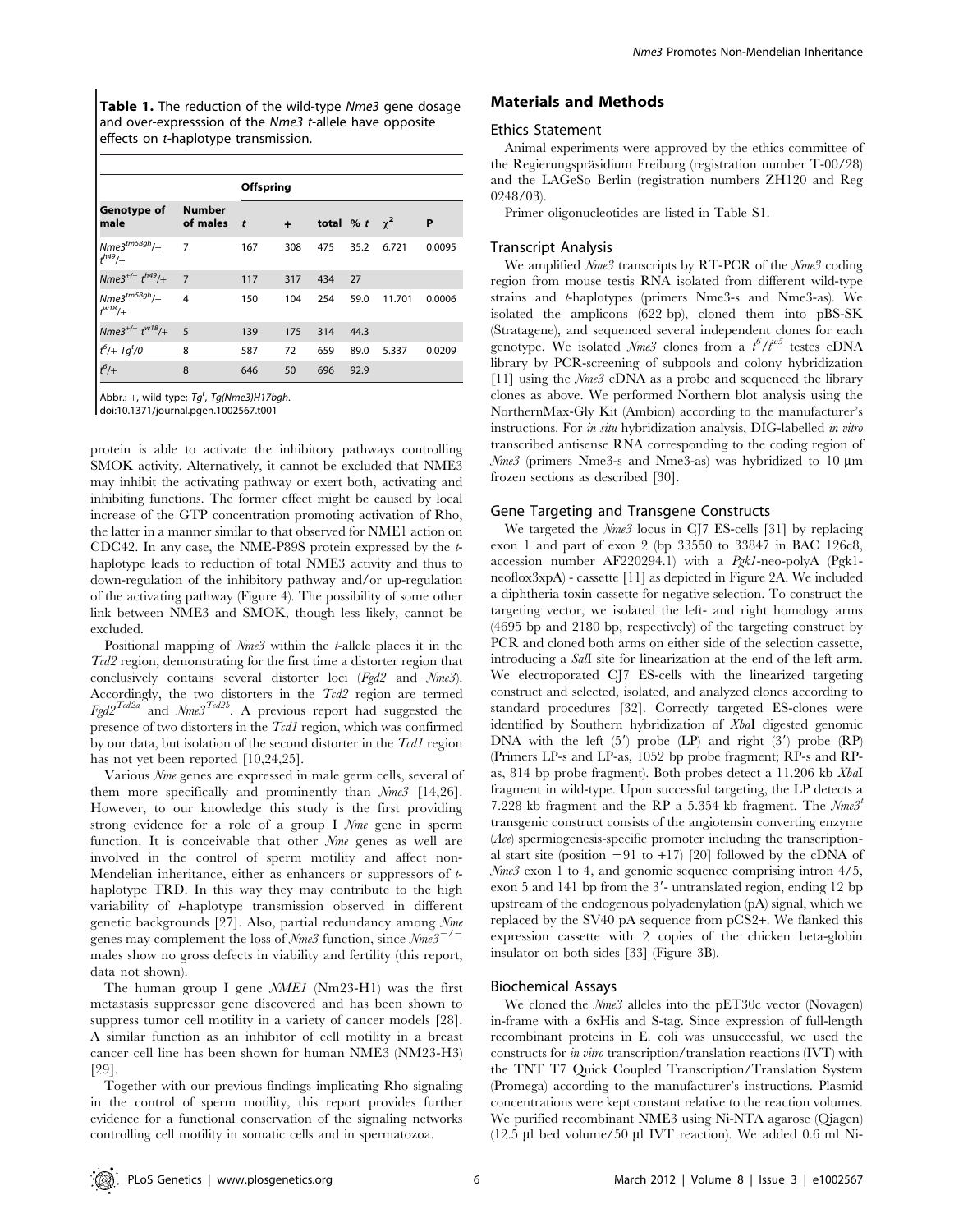**Table 1.** The reduction of the wild-type *Nme3* gene dosage and over-expresssion of the *Nme3 t*-allele have opposite effects on *t*-haplotype transmission.

| Genotype of male | Number of males | Offspring | | | | | |
|---|---|---|---|---|---|---|---|
| | | *t* | + | total | % *t* | $\chi^2$ | P |
| $Nme3^{tm5Bgh}/+$ $t^{h49}/+$ | 7 | 167 | 308 | 475 | 35.2 | 6.721 | 0.0095 |
| $Nme3^{+/+}$ $t^{h49}/+$ | 7 | 117 | 317 | 434 | 27 | | |
| $Nme3^{tm5Bgh}/+$ $t^{w18}/+$ | 4 | 150 | 104 | 254 | 59.0 | 11.701 | 0.0006 |
| $Nme3^{+/+}$ $t^{w18}/+$ | 5 | 139 | 175 | 314 | 44.3 | | |
| $t^6/+$ $Tg^t/0$ | 8 | 587 | 72 | 659 | 89.0 | 5.337 | 0.0209 |
| $t^6/+$ | 8 | 646 | 50 | 696 | 92.9 | | |

Abbr.: +, wild type; $Tg^t$, *Tg(Nme3)H17bgh*.

doi:10.1371/journal.pgen.1002567.t001

protein is able to activate the inhibitory pathways controlling SMOK activity. Alternatively, it cannot be excluded that NME3 may inhibit the activating pathway or exert both, activating and inhibiting functions. The former effect might be caused by local increase of the GTP concentration promoting activation of Rho, the latter in a manner similar to that observed for NME1 action on CDC42. In any case, the NME-P89S protein expressed by the *t*-haplotype leads to reduction of total NME3 activity and thus to down-regulation of the inhibitory pathway and/or up-regulation of the activating pathway (Figure 4). The possibility of some other link between NME3 and SMOK, though less likely, cannot be excluded.

Positional mapping of *Nme3* within the *t*-allele places it in the *Tcd2* region, demonstrating for the first time a distorter region that conclusively contains several distorter loci (*Fgd2* and *Nme3*). Accordingly, the two distorters in the *Tcd2* region are termed $Fgd2^{Tcd2a}$ and $Nme3^{Tcd2b}$. A previous report had suggested the presence of two distorters in the *Tcd1* region, which was confirmed by our data, but isolation of the second distorter in the *Tcd1* region has not yet been reported [10,24,25].

Various *Nme* genes are expressed in male germ cells, several of them more specifically and prominently than *Nme3* [14,26]. However, to our knowledge this study is the first providing strong evidence for a role of a group I *Nme* gene in sperm function. It is conceivable that other *Nme* genes as well are involved in the control of sperm motility and affect non-Mendelian inheritance, either as enhancers or suppressors of *t*-haplotype TRD. In this way they may contribute to the high variability of *t*-haplotype transmission observed in different genetic backgrounds [27]. Also, partial redundancy among *Nme* genes may complement the loss of *Nme3* function, since $Nme3^{-/-}$ males show no gross defects in viability and fertility (this report, data not shown).

The human group I gene *NME1* (Nm23-H1) was the first metastasis suppressor gene discovered and has been shown to suppress tumor cell motility in a variety of cancer models [28]. A similar function as an inhibitor of cell motility in a breast cancer cell line has been shown for human NME3 (NM23-H3) [29].

Together with our previous findings implicating Rho signaling in the control of sperm motility, this report provides further evidence for a functional conservation of the signaling networks controlling cell motility in somatic cells and in spermatozoa.

## Materials and Methods

### Ethics Statement

Animal experiments were approved by the ethics committee of the Regierungspräsidium Freiburg (registration number T-00/28) and the LAGeSo Berlin (registration numbers ZH120 and Reg 0248/03).

Primer oligonucleotides are listed in Table S1.

### Transcript Analysis

We amplified *Nme3* transcripts by RT-PCR of the *Nme3* coding region from mouse testis RNA isolated from different wild-type strains and *t*-haplotypes (primers Nme3-s and Nme3-as). We isolated the amplicons (622 bp), cloned them into pBS-SK (Stratagene), and sequenced several independent clones for each genotype. We isolated *Nme3* clones from a $t^6/t^{w5}$ testes cDNA library by PCR-screening of subpools and colony hybridization [11] using the *Nme3* cDNA as a probe and sequenced the library clones as above. We performed Northern blot analysis using the NorthernMax-Gly Kit (Ambion) according to the manufacturer's instructions. For *in situ* hybridization analysis, DIG-labelled *in vitro* transcribed antisense RNA corresponding to the coding region of *Nme3* (primers Nme3-s and Nme3-as) was hybridized to 10 µm frozen sections as described [30].

### Gene Targeting and Transgene Constructs

We targeted the *Nme3* locus in CJ7 ES-cells [31] by replacing exon 1 and part of exon 2 (bp 33550 to 33847 in BAC 126c8, accession number AF220294.1) with a *Pgk1*-neo-polyA (Pgk1-neoflox3xpA) - cassette [11] as depicted in Figure 2A. We included a diphtheria toxin cassette for negative selection. To construct the targeting vector, we isolated the left- and right homology arms (4695 bp and 2180 bp, respectively) of the targeting construct by PCR and cloned both arms on either side of the selection cassette, introducing a *Sal*I site for linearization at the end of the left arm. We electroporated CJ7 ES-cells with the linearized targeting construct and selected, isolated, and analyzed clones according to standard procedures [32]. Correctly targeted ES-clones were identified by Southern hybridization of *Xba*I digested genomic DNA with the left (5′) probe (LP) and right (3′) probe (RP) (Primers LP-s and LP-as, 1052 bp probe fragment; RP-s and RP-as, 814 bp probe fragment). Both probes detect a 11.206 kb *Xba*I fragment in wild-type. Upon successful targeting, the LP detects a 7.228 kb fragment and the RP a 5.354 kb fragment. The $Nme3^t$ transgenic construct consists of the angiotensin converting enzyme (*Ace*) spermiogenesis-specific promoter including the transcriptional start site (position −91 to +17) [20] followed by the cDNA of *Nme3* exon 1 to 4, and genomic sequence comprising intron 4/5, exon 5 and 141 bp from the 3′- untranslated region, ending 12 bp upstream of the endogenous polyadenylation (pA) signal, which we replaced by the SV40 pA sequence from pCS2+. We flanked this expression cassette with 2 copies of the chicken beta-globin insulator on both sides [33] (Figure 3B).

### Biochemical Assays

We cloned the *Nme3* alleles into the pET30c vector (Novagen) in-frame with a 6xHis and S-tag. Since expression of full-length recombinant proteins in E. coli was unsuccessful, we used the constructs for *in vitro* transcription/translation reactions (IVT) with the TNT T7 Quick Coupled Transcription/Translation System (Promega) according to the manufacturer's instructions. Plasmid concentrations were kept constant relative to the reaction volumes. We purified recombinant NME3 using Ni-NTA agarose (Qiagen) (12.5 µl bed volume/50 µl IVT reaction). We added 0.6 ml Ni-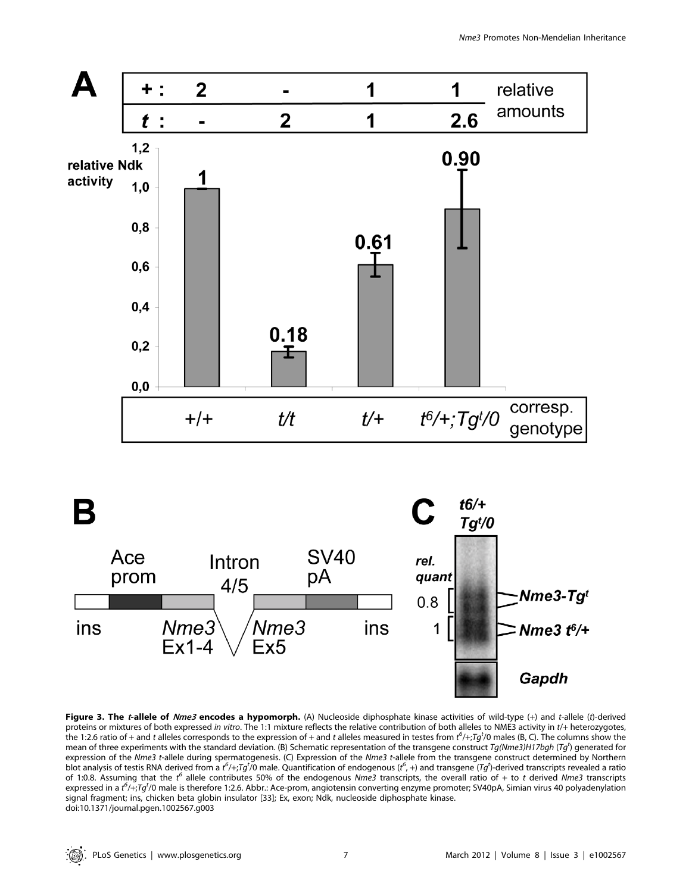**Figure 3. The *t*-allele of *Nme3* encodes a hypomorph.** (A) Nucleoside diphosphate kinase activities of wild-type (+) and *t*-allele (*t*)-derived proteins or mixtures of both expressed *in vitro*. The 1:1 mixture reflects the relative contribution of both alleles to NME3 activity in *t*/+ heterozygotes, the 1:2.6 ratio of + and *t* alleles corresponds to the expression of + and *t* alleles measured in testes from $t^6$/+;$Tg^t$/0 males (B, C). The columns show the mean of three experiments with the standard deviation. (B) Schematic representation of the transgene construct *Tg(Nme3)H17bgh* ($Tg^t$) generated for expression of the *Nme3 t*-allele during spermatogenesis. (C) Expression of the *Nme3 t*-allele from the transgene construct determined by Northern blot analysis of testis RNA derived from a $t^6$/+;$Tg^t$/0 male. Quantification of endogenous ($t^6$, +) and transgene ($Tg^t$)-derived transcripts revealed a ratio of 1:0.8. Assuming that the $t^6$ allele contributes 50% of the endogenous *Nme3* transcripts, the overall ratio of + to *t* derived *Nme3* transcripts expressed in a $t^6$/+;$Tg^t$/0 male is therefore 1:2.6. Abbr.: Ace-prom, angiotensin converting enzyme promoter; SV40pA, Simian virus 40 polyadenylation signal fragment; ins, chicken beta globin insulator [33]; Ex, exon; Ndk, nucleoside diphosphate kinase.

doi:10.1371/journal.pgen.1002567.g003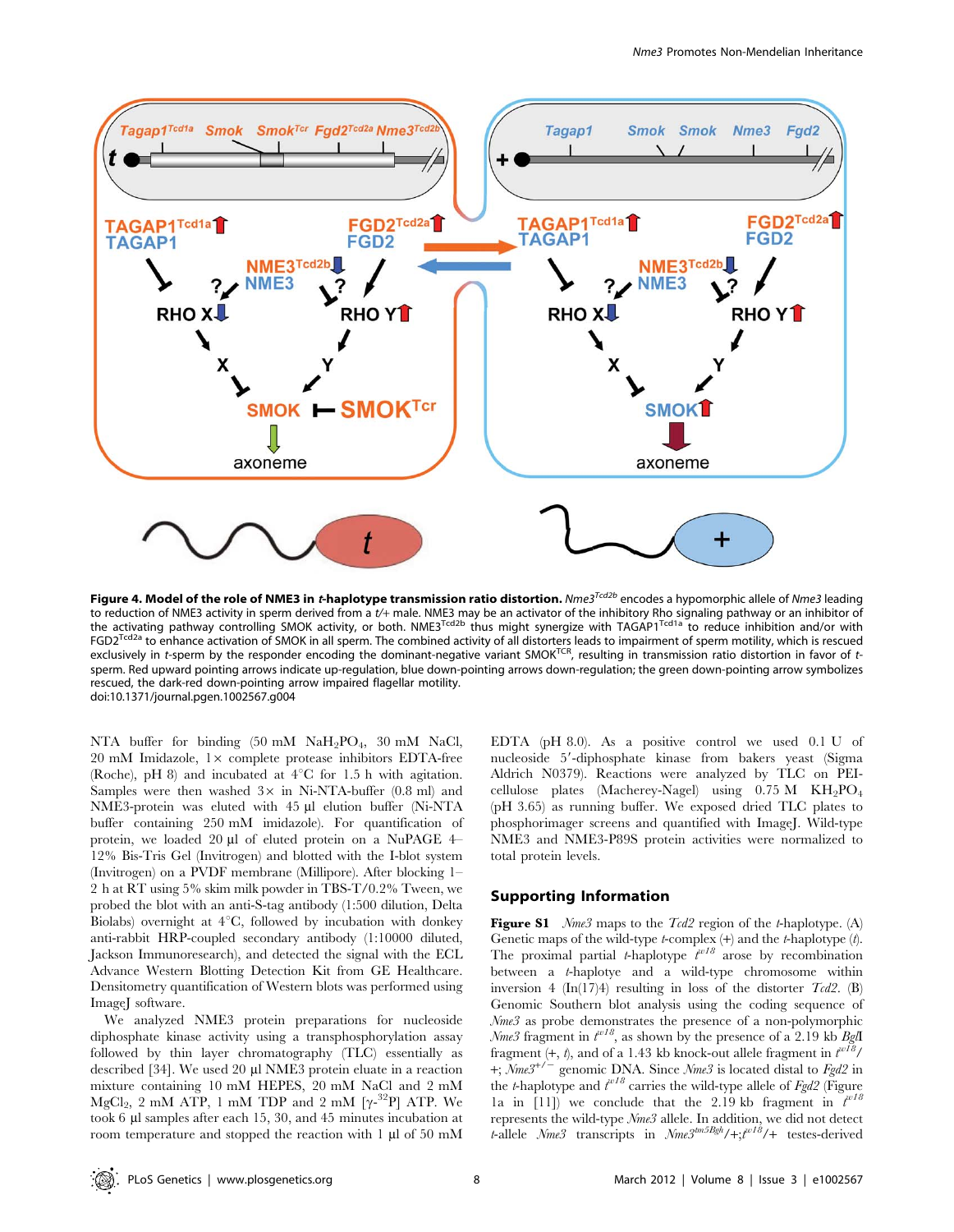**Figure 4. Model of the role of NME3 in *t*-haplotype transmission ratio distortion.** *Nme3*$^{Tcd2b}$ encodes a hypomorphic allele of *Nme3* leading to reduction of NME3 activity in sperm derived from a *t*/+ male. NME3 may be an activator of the inhibitory Rho signaling pathway or an inhibitor of the activating pathway controlling SMOK activity, or both. NME3$^{Tcd2b}$ thus might synergize with TAGAP1$^{Tcd1a}$ to reduce inhibition and/or with FGD2$^{Tcd2a}$ to enhance activation of SMOK in all sperm. The combined activity of all distorters leads to impairment of sperm motility, which is rescued exclusively in *t*-sperm by the responder encoding the dominant-negative variant SMOK$^{TCR}$, resulting in transmission ratio distortion in favor of *t*-sperm. Red upward pointing arrows indicate up-regulation, blue down-pointing arrows down-regulation; the green down-pointing arrow symbolizes rescued, the dark-red down-pointing arrow impaired flagellar motility.
doi:10.1371/journal.pgen.1002567.g004

NTA buffer for binding (50 mM $NaH_2PO_4$, 30 mM NaCl, 20 mM Imidazole, 1× complete protease inhibitors EDTA-free (Roche), pH 8) and incubated at 4°C for 1.5 h with agitation. Samples were then washed 3× in Ni-NTA-buffer (0.8 ml) and NME3-protein was eluted with 45 µl elution buffer (Ni-NTA buffer containing 250 mM imidazole). For quantification of protein, we loaded 20 µl of eluted protein on a NuPAGE 4–12% Bis-Tris Gel (Invitrogen) and blotted with the I-blot system (Invitrogen) on a PVDF membrane (Millipore). After blocking 1–2 h at RT using 5% skim milk powder in TBS-T/0.2% Tween, we probed the blot with an anti-S-tag antibody (1:500 dilution, Delta Biolabs) overnight at 4°C, followed by incubation with donkey anti-rabbit HRP-coupled secondary antibody (1:10000 diluted, Jackson Immunoresearch), and detected the signal with the ECL Advance Western Blotting Detection Kit from GE Healthcare. Densitometry quantification of Western blots was performed using ImageJ software.

We analyzed NME3 protein preparations for nucleoside diphosphate kinase activity using a transphosphorylation assay followed by thin layer chromatography (TLC) essentially as described [34]. We used 20 µl NME3 protein eluate in a reaction mixture containing 10 mM HEPES, 20 mM NaCl and 2 mM $MgCl_2$, 2 mM ATP, 1 mM TDP and 2 mM [γ-$^{32}$P] ATP. We took 6 µl samples after each 15, 30, and 45 minutes incubation at room temperature and stopped the reaction with 1 µl of 50 mM EDTA (pH 8.0). As a positive control we used 0.1 U of nucleoside 5′-diphosphate kinase from bakers yeast (Sigma Aldrich N0379). Reactions were analyzed by TLC on PEI-cellulose plates (Macherey-Nagel) using 0.75 M $KH_2PO_4$ (pH 3.65) as running buffer. We exposed dried TLC plates to phosphorimager screens and quantified with ImageJ. Wild-type NME3 and NME3-P89S protein activities were normalized to total protein levels.

## Supporting Information

**Figure S1** *Nme3* maps to the *Tcd2* region of the *t*-haplotype. (A) Genetic maps of the wild-type *t*-complex (+) and the *t*-haplotype (*t*). The proximal partial *t*-haplotype $t^{w18}$ arose by recombination between a *t*-haplotye and a wild-type chromosome within inversion 4 (In(17)4) resulting in loss of the distorter *Tcd2*. (B) Genomic Southern blot analysis using the coding sequence of *Nme3* as probe demonstrates the presence of a non-polymorphic *Nme3* fragment in $t^{w18}$, as shown by the presence of a 2.19 kb *BgI*I fragment (+, *t*), and of a 1.43 kb knock-out allele fragment in $t^{w18}$/+; *Nme3*$^{+/-}$ genomic DNA. Since *Nme3* is located distal to *Fgd2* in the *t*-haplotype and $t^{w18}$ carries the wild-type allele of *Fgd2* (Figure 1a in [11]) we conclude that the 2.19 kb fragment in $t^{w18}$ represents the wild-type *Nme3* allele. In addition, we did not detect *t*-allele *Nme3* transcripts in *Nme3*$^{tm5Bgh}$/+;$t^{w18}$/+ testes-derived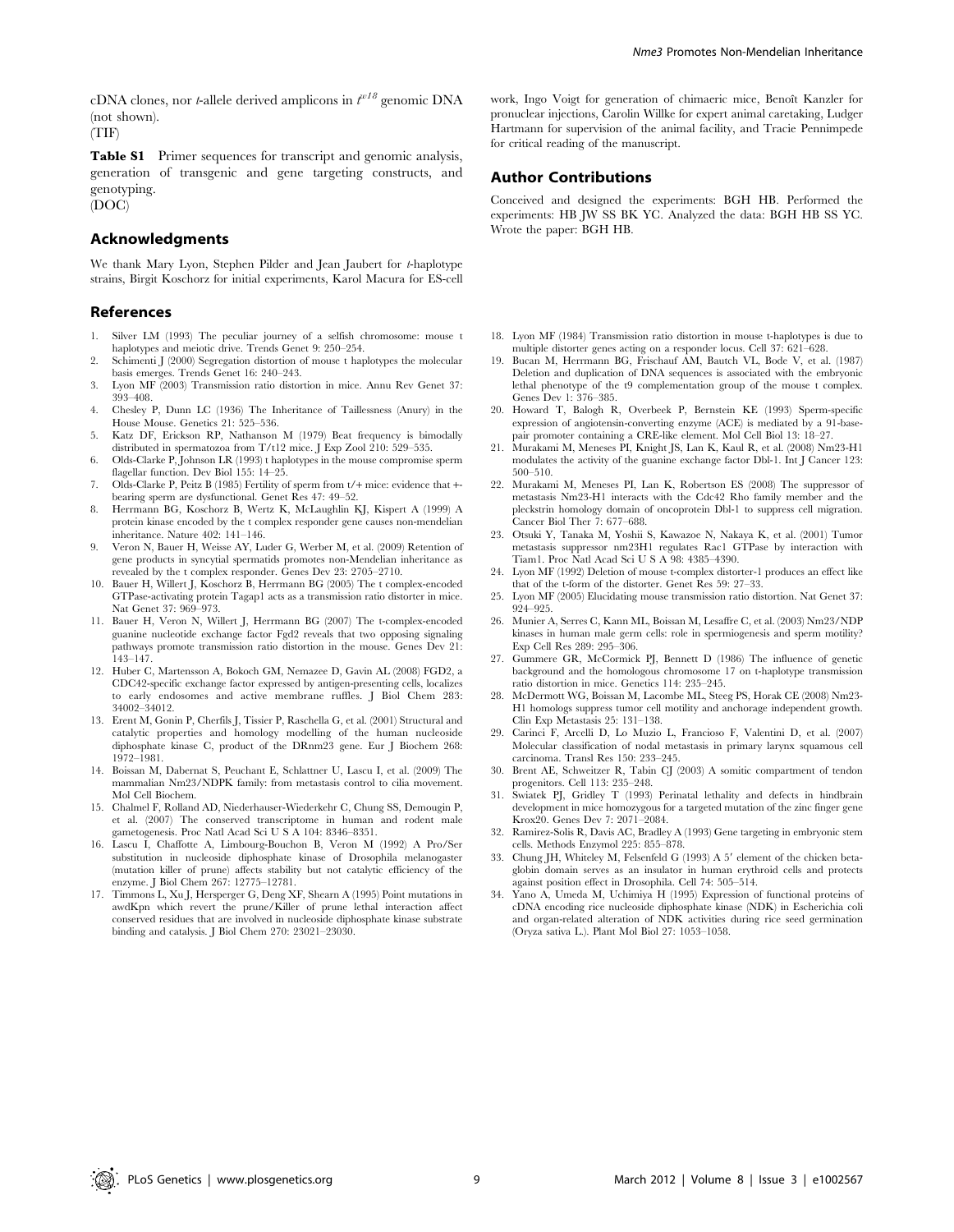cDNA clones, nor *t*-allele derived amplicons in $t^{w18}$ genomic DNA (not shown).
(TIF)

**Table S1** Primer sequences for transcript and genomic analysis, generation of transgenic and gene targeting constructs, and genotyping.
(DOC)

## Acknowledgments

We thank Mary Lyon, Stephen Pilder and Jean Jaubert for *t*-haplotype strains, Birgit Koschorz for initial experiments, Karol Macura for ES-cell work, Ingo Voigt for generation of chimaeric mice, Benoît Kanzler for pronuclear injections, Carolin Willke for expert animal caretaking, Ludger Hartmann for supervision of the animal facility, and Tracie Pennimpede for critical reading of the manuscript.

## Author Contributions

Conceived and designed the experiments: BGH HB. Performed the experiments: HB JW SS BK YC. Analyzed the data: BGH HB SS YC. Wrote the paper: BGH HB.

## References

1. Silver LM (1993) The peculiar journey of a selfish chromosome: mouse t haplotypes and meiotic drive. Trends Genet 9: 250–254.
2. Schimenti J (2000) Segregation distortion of mouse t haplotypes the molecular basis emerges. Trends Genet 16: 240–243.
3. Lyon MF (2003) Transmission ratio distortion in mice. Annu Rev Genet 37: 393–408.
4. Chesley P, Dunn LC (1936) The Inheritance of Taillessness (Anury) in the House Mouse. Genetics 21: 525–536.
5. Katz DF, Erickson RP, Nathanson M (1979) Beat frequency is bimodally distributed in spermatozoa from T/t12 mice. J Exp Zool 210: 529–535.
6. Olds-Clarke P, Johnson LR (1993) t haplotypes in the mouse compromise sperm flagellar function. Dev Biol 155: 14–25.
7. Olds-Clarke P, Peitz B (1985) Fertility of sperm from t/+ mice: evidence that +-bearing sperm are dysfunctional. Genet Res 47: 49–52.
8. Herrmann BG, Koschorz B, Wertz K, McLaughlin KJ, Kispert A (1999) A protein kinase encoded by the t complex responder gene causes non-mendelian inheritance. Nature 402: 141–146.
9. Veron N, Bauer H, Weisse AY, Luder G, Werber M, et al. (2009) Retention of gene products in syncytial spermatids promotes non-Mendelian inheritance as revealed by the t complex responder. Genes Dev 23: 2705–2710.
10. Bauer H, Willert J, Koschorz B, Herrmann BG (2005) The t complex-encoded GTPase-activating protein Tagap1 acts as a transmission ratio distorter in mice. Nat Genet 37: 969–973.
11. Bauer H, Veron N, Willert J, Herrmann BG (2007) The t-complex-encoded guanine nucleotide exchange factor Fgd2 reveals that two opposing signaling pathways promote transmission ratio distortion in the mouse. Genes Dev 21: 143–147.
12. Huber C, Martensson A, Bokoch GM, Nemazee D, Gavin AL (2008) FGD2, a CDC42-specific exchange factor expressed by antigen-presenting cells, localizes to early endosomes and active membrane ruffles. J Biol Chem 283: 34002–34012.
13. Erent M, Gonin P, Cherfils J, Tissier P, Raschella G, et al. (2001) Structural and catalytic properties and homology modelling of the human nucleoside diphosphate kinase C, product of the DRnm23 gene. Eur J Biochem 268: 1972–1981.
14. Boissan M, Dabernat S, Peuchant E, Schlattner U, Lascu I, et al. (2009) The mammalian Nm23/NDPK family: from metastasis control to cilia movement. Mol Cell Biochem.
15. Chalmel F, Rolland AD, Niederhauser-Wiederkehr C, Chung SS, Demougin P, et al. (2007) The conserved transcriptome in human and rodent male gametogenesis. Proc Natl Acad Sci U S A 104: 8346–8351.
16. Lascu I, Chaffotte A, Limbourg-Bouchon B, Veron M (1992) A Pro/Ser substitution in nucleoside diphosphate kinase of Drosophila melanogaster (mutation killer of prune) affects stability but not catalytic efficiency of the enzyme. J Biol Chem 267: 12775–12781.
17. Timmons L, Xu J, Hersperger G, Deng XF, Shearn A (1995) Point mutations in awdKpn which revert the prune/Killer of prune lethal interaction affect conserved residues that are involved in nucleoside diphosphate kinase substrate binding and catalysis. J Biol Chem 270: 23021–23030.
18. Lyon MF (1984) Transmission ratio distortion in mouse t-haplotypes is due to multiple distorter genes acting on a responder locus. Cell 37: 621–628.
19. Bucan M, Herrmann BG, Frischauf AM, Bautch VL, Bode V, et al. (1987) Deletion and duplication of DNA sequences is associated with the embryonic lethal phenotype of the t9 complementation group of the mouse t complex. Genes Dev 1: 376–385.
20. Howard T, Balogh R, Overbeek P, Bernstein KE (1993) Sperm-specific expression of angiotensin-converting enzyme (ACE) is mediated by a 91-base-pair promoter containing a CRE-like element. Mol Cell Biol 13: 18–27.
21. Murakami M, Meneses PI, Knight JS, Lan K, Kaul R, et al. (2008) Nm23-H1 modulates the activity of the guanine exchange factor Dbl-1. Int J Cancer 123: 500–510.
22. Murakami M, Meneses PI, Lan K, Robertson ES (2008) The suppressor of metastasis Nm23-H1 interacts with the Cdc42 Rho family member and the pleckstrin homology domain of oncoprotein Dbl-1 to suppress cell migration. Cancer Biol Ther 7: 677–688.
23. Otsuki Y, Tanaka M, Yoshii S, Kawazoe N, Nakaya K, et al. (2001) Tumor metastasis suppressor nm23H1 regulates Rac1 GTPase by interaction with Tiam1. Proc Natl Acad Sci U S A 98: 4385–4390.
24. Lyon MF (1992) Deletion of mouse t-complex distorter-1 produces an effect like that of the t-form of the distorter. Genet Res 59: 27–33.
25. Lyon MF (2005) Elucidating mouse transmission ratio distortion. Nat Genet 37: 924–925.
26. Munier A, Serres C, Kann ML, Boissan M, Lesaffre C, et al. (2003) Nm23/NDP kinases in human male germ cells: role in spermiogenesis and sperm motility? Exp Cell Res 289: 295–306.
27. Gummere GR, McCormick PJ, Bennett D (1986) The influence of genetic background and the homologous chromosome 17 on t-haplotype transmission ratio distortion in mice. Genetics 114: 235–245.
28. McDermott WG, Boissan M, Lacombe ML, Steeg PS, Horak CE (2008) Nm23-H1 homologs suppress tumor cell motility and anchorage independent growth. Clin Exp Metastasis 25: 131–138.
29. Carinci F, Arcelli D, Lo Muzio L, Francioso F, Valentini D, et al. (2007) Molecular classification of nodal metastasis in primary larynx squamous cell carcinoma. Transl Res 150: 233–245.
30. Brent AE, Schweitzer R, Tabin CJ (2003) A somitic compartment of tendon progenitors. Cell 113: 235–248.
31. Swiatek PJ, Gridley T (1993) Perinatal lethality and defects in hindbrain development in mice homozygous for a targeted mutation of the zinc finger gene Krox20. Genes Dev 7: 2071–2084.
32. Ramirez-Solis R, Davis AC, Bradley A (1993) Gene targeting in embryonic stem cells. Methods Enzymol 225: 855–878.
33. Chung JH, Whiteley M, Felsenfeld G (1993) A 5′ element of the chicken beta-globin domain serves as an insulator in human erythroid cells and protects against position effect in Drosophila. Cell 74: 505–514.
34. Yano A, Umeda M, Uchimiya H (1995) Expression of functional proteins of cDNA encoding rice nucleoside diphosphate kinase (NDK) in Escherichia coli and organ-related alteration of NDK activities during rice seed germination (Oryza sativa L.). Plant Mol Biol 27: 1053–1058.